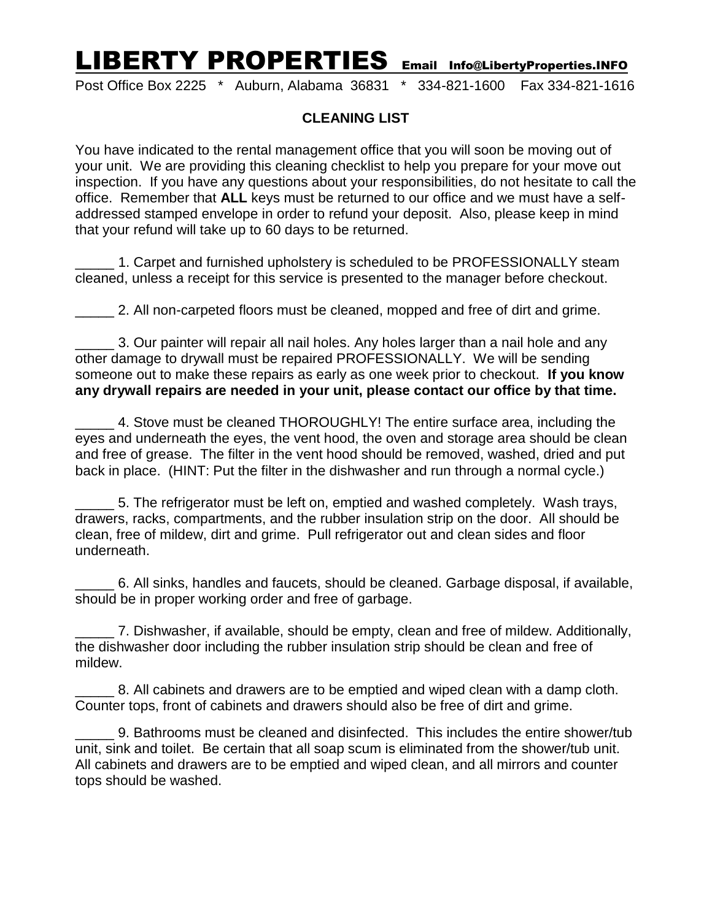# LIBERTY PROPERTIES Email Info@LibertyProperties.INFO

Post Office Box 2225 * Auburn, Alabama 36831 * 334-821-1600 Fax 334-821-1616

**CLEANING LIST**

You have indicated to the rental management office that you will soon be moving out of your unit. We are providing this cleaning checklist to help you prepare for your move out inspection. If you have any questions about your responsibilities, do not hesitate to call the office. Remember that **ALL** keys must be returned to our office and we must have a self-addressed stamped envelope in order to refund your deposit. Also, please keep in mind that your refund will take up to 60 days to be returned.

_____ 1. Carpet and furnished upholstery is scheduled to be PROFESSIONALLY steam cleaned, unless a receipt for this service is presented to the manager before checkout.

_____ 2. All non-carpeted floors must be cleaned, mopped and free of dirt and grime.

_____ 3. Our painter will repair all nail holes. Any holes larger than a nail hole and any other damage to drywall must be repaired PROFESSIONALLY. We will be sending someone out to make these repairs as early as one week prior to checkout. **If you know any drywall repairs are needed in your unit, please contact our office by that time.**

_____ 4. Stove must be cleaned THOROUGHLY! The entire surface area, including the eyes and underneath the eyes, the vent hood, the oven and storage area should be clean and free of grease. The filter in the vent hood should be removed, washed, dried and put back in place. (HINT: Put the filter in the dishwasher and run through a normal cycle.)

_____ 5. The refrigerator must be left on, emptied and washed completely. Wash trays, drawers, racks, compartments, and the rubber insulation strip on the door. All should be clean, free of mildew, dirt and grime. Pull refrigerator out and clean sides and floor underneath.

_____ 6. All sinks, handles and faucets, should be cleaned. Garbage disposal, if available, should be in proper working order and free of garbage.

_____ 7. Dishwasher, if available, should be empty, clean and free of mildew. Additionally, the dishwasher door including the rubber insulation strip should be clean and free of mildew.

_____ 8. All cabinets and drawers are to be emptied and wiped clean with a damp cloth. Counter tops, front of cabinets and drawers should also be free of dirt and grime.

_____ 9. Bathrooms must be cleaned and disinfected. This includes the entire shower/tub unit, sink and toilet. Be certain that all soap scum is eliminated from the shower/tub unit. All cabinets and drawers are to be emptied and wiped clean, and all mirrors and counter tops should be washed.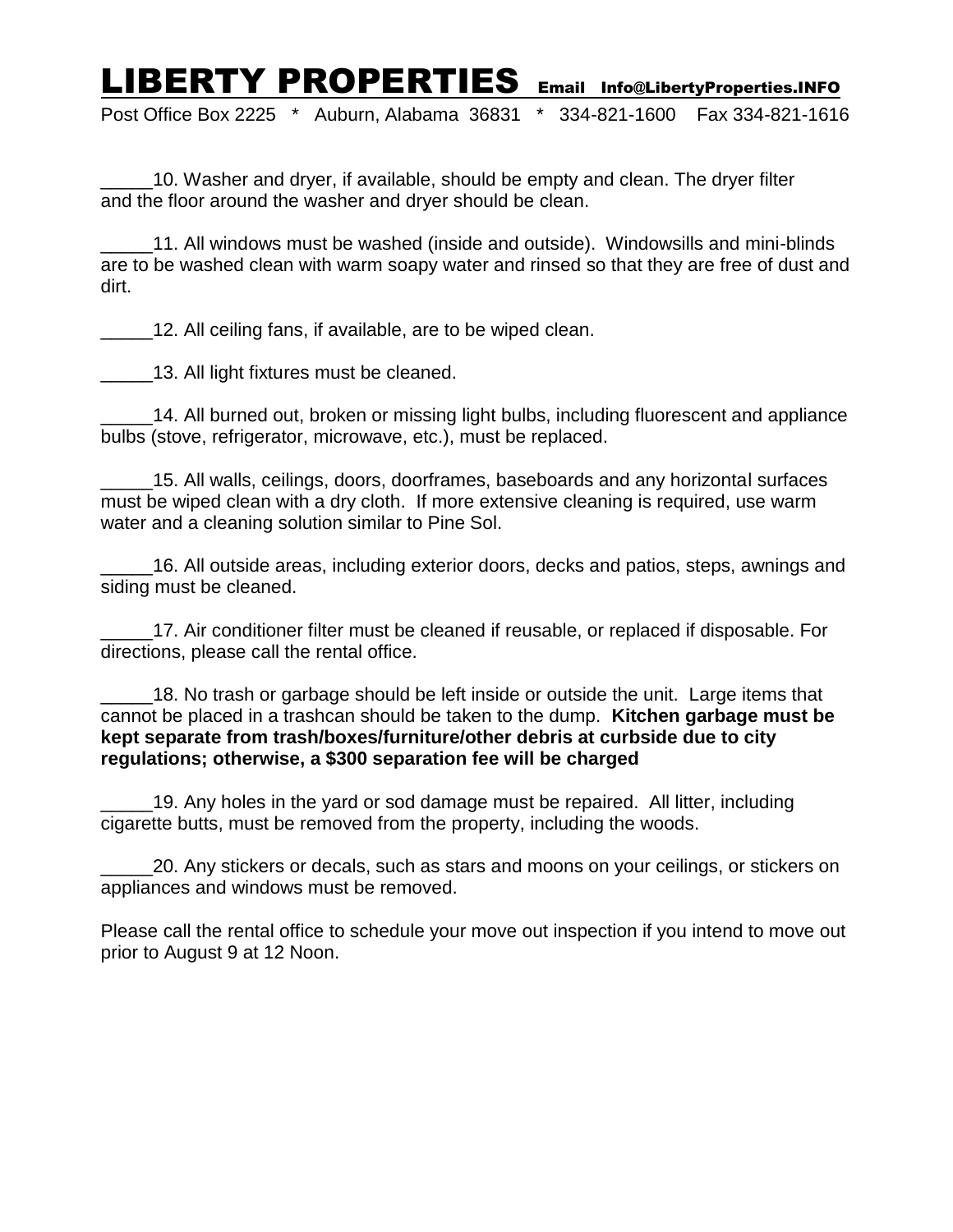_____10. Washer and dryer, if available, should be empty and clean. The dryer filter and the floor around the washer and dryer should be clean.

_____11. All windows must be washed (inside and outside). Windowsills and mini-blinds are to be washed clean with warm soapy water and rinsed so that they are free of dust and dirt.

_____12. All ceiling fans, if available, are to be wiped clean.

_____13. All light fixtures must be cleaned.

_____14. All burned out, broken or missing light bulbs, including fluorescent and appliance bulbs (stove, refrigerator, microwave, etc.), must be replaced.

_____15. All walls, ceilings, doors, doorframes, baseboards and any horizontal surfaces must be wiped clean with a dry cloth. If more extensive cleaning is required, use warm water and a cleaning solution similar to Pine Sol.

_____16. All outside areas, including exterior doors, decks and patios, steps, awnings and siding must be cleaned.

_____17. Air conditioner filter must be cleaned if reusable, or replaced if disposable. For directions, please call the rental office.

_____18. No trash or garbage should be left inside or outside the unit. Large items that cannot be placed in a trashcan should be taken to the dump. **Kitchen garbage must be kept separate from trash/boxes/furniture/other debris at curbside due to city regulations; otherwise, a $300 separation fee will be charged**

_____19. Any holes in the yard or sod damage must be repaired. All litter, including cigarette butts, must be removed from the property, including the woods.

_____20. Any stickers or decals, such as stars and moons on your ceilings, or stickers on appliances and windows must be removed.

Please call the rental office to schedule your move out inspection if you intend to move out prior to August 9 at 12 Noon.